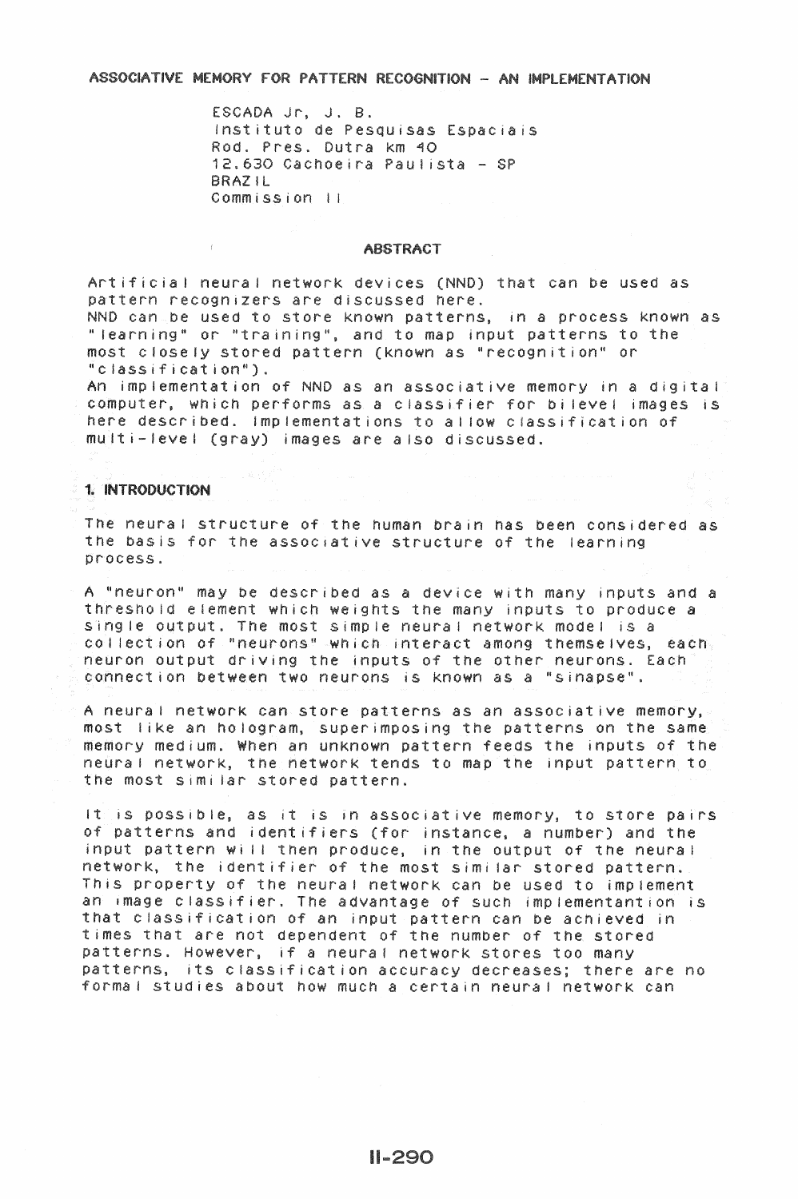# ASSOCIATIVE MEMORY FOR PATTERN RECOGNITION - AN IMPLEMENTATION

ESCADA Jr, J. B.
Instituto de Pesquisas Espaciais
Rod. Pres. Dutra km 40
12.630 Cachoeira Paulista - SP
BRAZIL
Commission II

## ABSTRACT

Artificial neural network devices (NND) that can be used as pattern recognizers are discussed here.
NND can be used to store known patterns, in a process known as "learning" or "training", and to map input patterns to the most closely stored pattern (known as "recognition" or "classification").
An implementation of NND as an associative memory in a digital computer, which performs as a classifier for bilevel images is here described. Implementations to allow classification of multi-level (gray) images are also discussed.

## 1. INTRODUCTION

The neural structure of the human brain has been considered as the basis for the associative structure of the learning process.

A "neuron" may be described as a device with many inputs and a threshold element which weights the many inputs to produce a single output. The most simple neural network model is a collection of "neurons" which interact among themselves, each neuron output driving the inputs of the other neurons. Each connection between two neurons is known as a "sinapse".

A neural network can store patterns as an associative memory, most like an hologram, superimposing the patterns on the same memory medium. When an unknown pattern feeds the inputs of the neural network, the network tends to map the input pattern to the most similar stored pattern.

It is possible, as it is in associative memory, to store pairs of patterns and identifiers (for instance, a number) and the input pattern will then produce, in the output of the neural network, the identifier of the most similar stored pattern. This property of the neural network can be used to implement an image classifier. The advantage of such implementantion is that classification of an input pattern can be achieved in times that are not dependent of the number of the stored patterns. However, if a neural network stores too many patterns, its classification accuracy decreases; there are no formal studies about how much a certain neural network can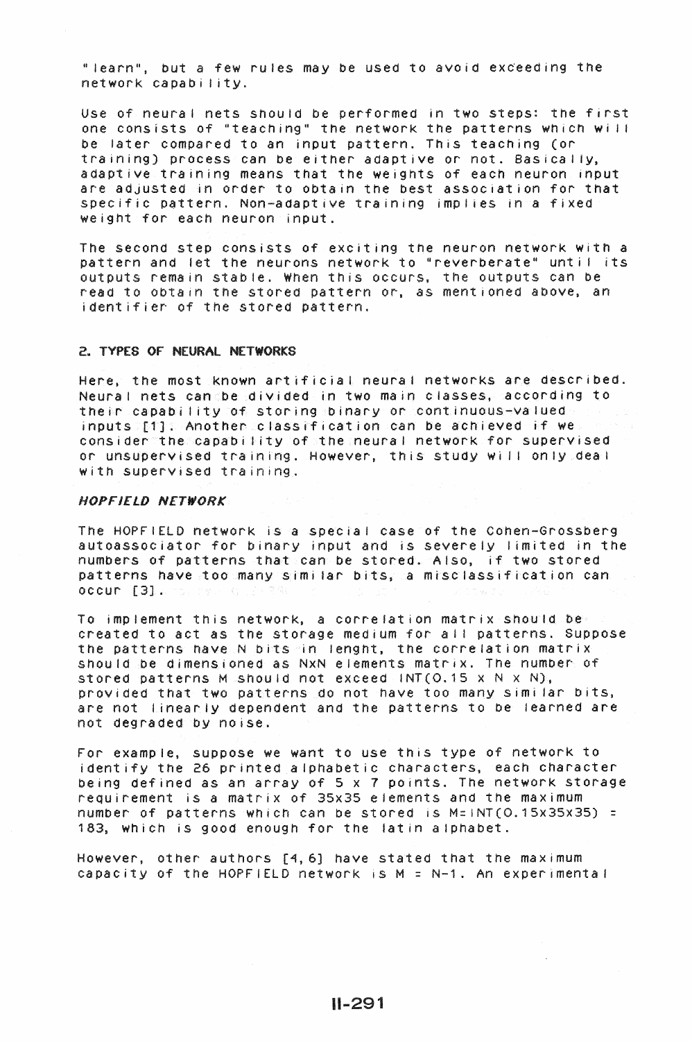"learn", but a few rules may be used to avoid exceeding the network capability.

Use of neural nets should be performed in two steps: the first one consists of "teaching" the network the patterns which will be later compared to an input pattern. This teaching (or training) process can be either adaptive or not. Basically, adaptive training means that the weights of each neuron input are adjusted in order to obtain the best association for that specific pattern. Non-adaptive training implies in a fixed weight for each neuron input.

The second step consists of exciting the neuron network with a pattern and let the neurons network to "reverberate" until its outputs remain stable. When this occurs, the outputs can be read to obtain the stored pattern or, as mentioned above, an identifier of the stored pattern.

## 2. TYPES OF NEURAL NETWORKS

Here, the most known artificial neural networks are described. Neural nets can be divided in two main classes, according to their capability of storing binary or continuous-valued inputs [1]. Another classification can be achieved if we consider the capability of the neural network for supervised or unsupervised training. However, this study will only deal with supervised training.

### *HOPFIELD NETWORK*

The HOPFIELD network is a special case of the Cohen-Grossberg autoassociator for binary input and is severely limited in the numbers of patterns that can be stored. Also, if two stored patterns have too many similar bits, a misclassification can occur [3].

To implement this network, a correlation matrix should be created to act as the storage medium for all patterns. Suppose the patterns have N bits in lenght, the correlation matrix should be dimensioned as NxN elements matrix. The number of stored patterns M should not exceed INT(0.15 x N x N), provided that two patterns do not have too many similar bits, are not linearly dependent and the patterns to be learned are not degraded by noise.

For example, suppose we want to use this type of network to identify the 26 printed alphabetic characters, each character being defined as an array of 5 x 7 points. The network storage requirement is a matrix of 35x35 elements and the maximum number of patterns which can be stored is M=INT(0.15x35x35) = 183, which is good enough for the latin alphabet.

However, other authors [4,6] have stated that the maximum capacity of the HOPFIELD network is M = N-1. An experimental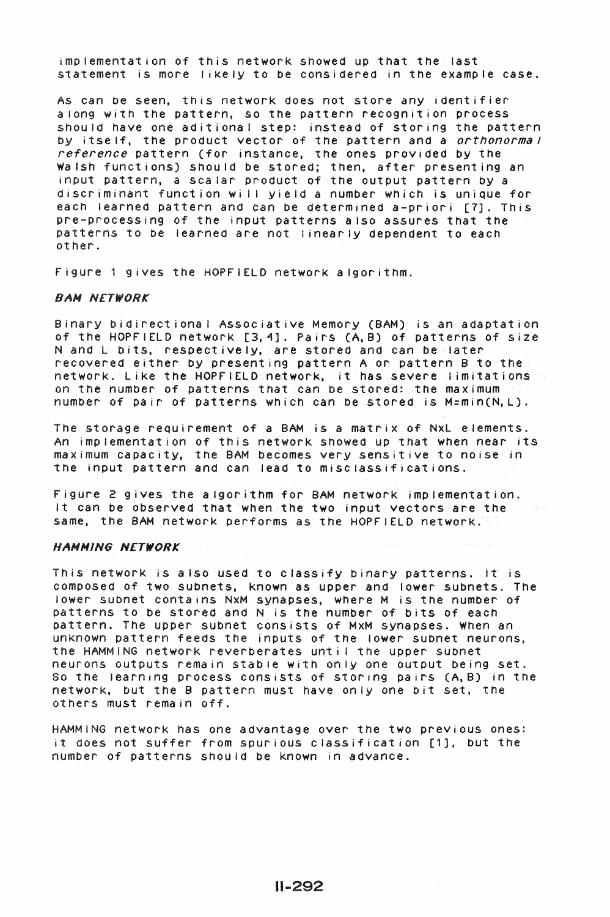implementation of this network showed up that the last statement is more likely to be considered in the example case.

As can be seen, this network does not store any identifier along with the pattern, so the pattern recognition process should have one aditional step: instead of storing the pattern by itself, the product vector of the pattern and a *orthonormal reference* pattern (for instance, the ones provided by the Walsh functions) should be stored; then, after presenting an input pattern, a scalar product of the output pattern by a discriminant function will yield a number which is unique for each learned pattern and can be determined a-priori [7]. This pre-processing of the input patterns also assures that the patterns to be learned are not linearly dependent to each other.

Figure 1 gives the HOPFIELD network algorithm.

### *BAM NETWORK*

Binary bidirectional Associative Memory (BAM) is an adaptation of the HOPFIELD network [3,4]. Pairs (A,B) of patterns of size N and L bits, respectively, are stored and can be later recovered either by presenting pattern A or pattern B to the network. Like the HOPFIELD network, it has severe limitations on the number of patterns that can be stored: the maximum number of pair of patterns which can be stored is $M=\min(N,L)$.

The storage requirement of a BAM is a matrix of NxL elements. An implementation of this network showed up that when near its maximum capacity, the BAM becomes very sensitive to noise in the input pattern and can lead to misclassifications.

Figure 2 gives the algorithm for BAM network implementation. It can be observed that when the two input vectors are the same, the BAM network performs as the HOPFIELD network.

### *HAMMING NETWORK*

This network is also used to classify binary patterns. It is composed of two subnets, known as upper and lower subnets. The lower subnet contains NxM synapses, where M is the number of patterns to be stored and N is the number of bits of each pattern. The upper subnet consists of MxM synapses. When an unknown pattern feeds the inputs of the lower subnet neurons, the HAMMING network reverberates until the upper subnet neurons outputs remain stable with only one output being set. So the learning process consists of storing pairs (A,B) in the network, but the B pattern must have only one bit set, the others must remain off.

HAMMING network has one advantage over the two previous ones: it does not suffer from spurious classification [1], but the number of patterns should be known in advance.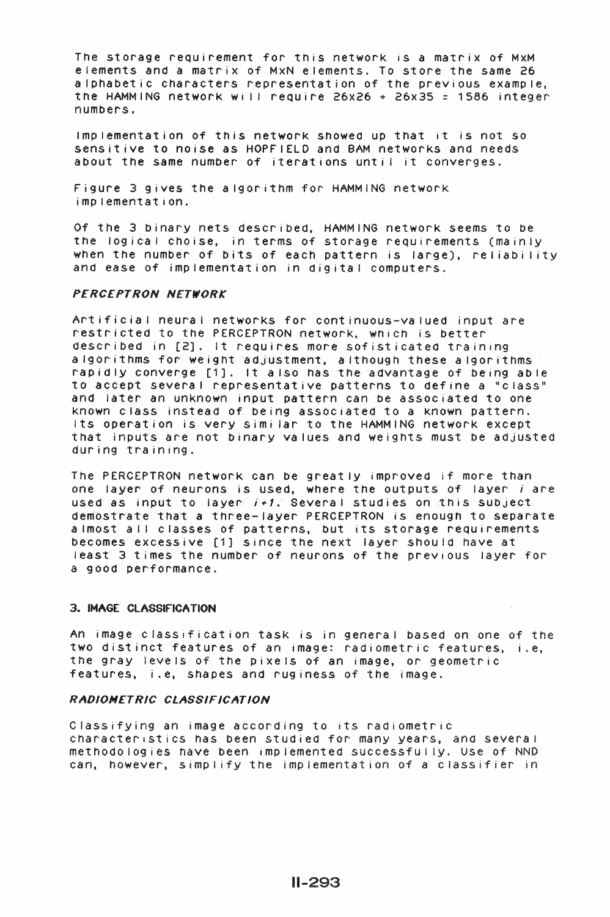The storage requirement for this network is a matrix of MxM elements and a matrix of MxN elements. To store the same 26 alphabetic characters representation of the previous example, the HAMMING network will require 26x26 + 26x35 = 1586 integer numbers.

Implementation of this network showed up that it is not so sensitive to noise as HOPFIELD and BAM networks and needs about the same number of iterations until it converges.

Figure 3 gives the algorithm for HAMMING network implementation.

Of the 3 binary nets described, HAMMING network seems to be the logical choise, in terms of storage requirements (mainly when the number of bits of each pattern is large), reliability and ease of implementation in digital computers.

### *PERCEPTRON NETWORK*

Artificial neural networks for continuous-valued input are restricted to the PERCEPTRON network, which is better described in [2]. It requires more sofisticated training algorithms for weight adjustment, although these algorithms rapidly converge [1]. It also has the advantage of being able to accept several representative patterns to define a "class" and later an unknown input pattern can be associated to one known class instead of being associated to a known pattern. Its operation is very similar to the HAMMING network except that inputs are not binary values and weights must be adjusted during training.

The PERCEPTRON network can be greatly improved if more than one layer of neurons is used, where the outputs of layer *i* are used as input to layer *i+1*. Several studies on this subject demostrate that a three-layer PERCEPTRON is enough to separate almost all classes of patterns, but its storage requirements becomes excessive [1] since the next layer should have at least 3 times the number of neurons of the previous layer for a good performance.

## 3. IMAGE CLASSIFICATION

An image classification task is in general based on one of the two distinct features of an image: radiometric features, i.e, the gray levels of the pixels of an image, or geometric features, i.e, shapes and ruginess of the image.

### *RADIOMETRIC CLASSIFICATION*

Classifying an image according to its radiometric characteristics has been studied for many years, and several methodologies have been implemented successfully. Use of NND can, however, simplify the implementation of a classifier in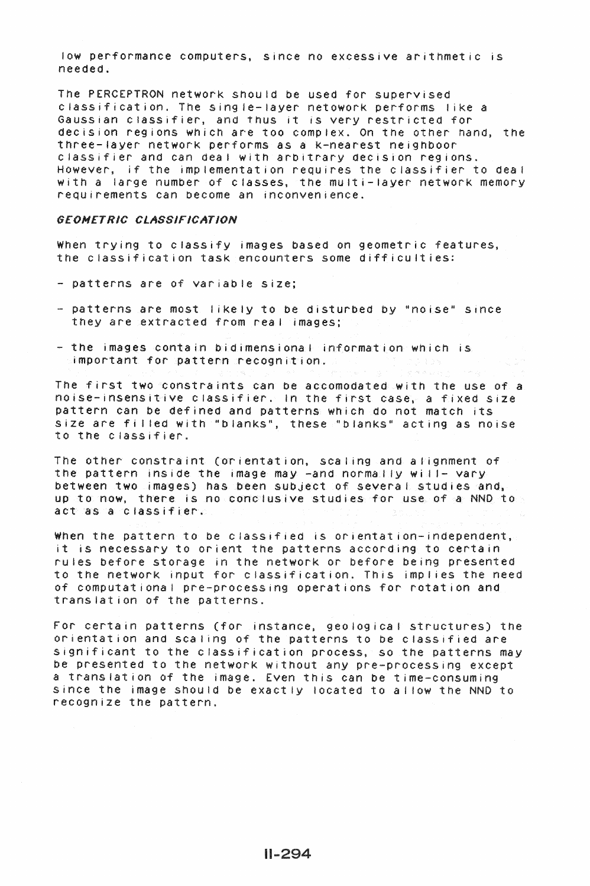low performance computers, since no excessive arithmetic is needed.

The PERCEPTRON network should be used for supervised classification. The single-layer netowork performs like a Gaussian classifier, and thus it is very restricted for decision regions which are too complex. On the other hand, the three-layer network performs as a k-nearest neighboor classifier and can deal with arbitrary decision regions. However, if the implementation requires the classifier to deal with a large number of classes, the multi-layer network memory requirements can become an inconvenience.

### *GEOMETRIC CLASSIFICATION*

When trying to classify images based on geometric features, the classification task encounters some difficulties:

- patterns are of variable size;
- patterns are most likely to be disturbed by "noise" since they are extracted from real images;
- the images contain bidimensional information which is important for pattern recognition.

The first two constraints can be accomodated with the use of a noise-insensitive classifier. In the first case, a fixed size pattern can be defined and patterns which do not match its size are filled with "blanks", these "blanks" acting as noise to the classifier.

The other constraint (orientation, scaling and alignment of the pattern inside the image may -and normally will- vary between two images) has been subject of several studies and, up to now, there is no conclusive studies for use of a NND to act as a classifier.

When the pattern to be classified is orientation-independent, it is necessary to orient the patterns according to certain rules before storage in the network or before being presented to the network input for classification. This implies the need of computational pre-processing operations for rotation and translation of the patterns.

For certain patterns (for instance, geological structures) the orientation and scaling of the patterns to be classified are significant to the classification process, so the patterns may be presented to the network without any pre-processing except a translation of the image. Even this can be time-consuming since the image should be exactly located to allow the NND to recognize the pattern.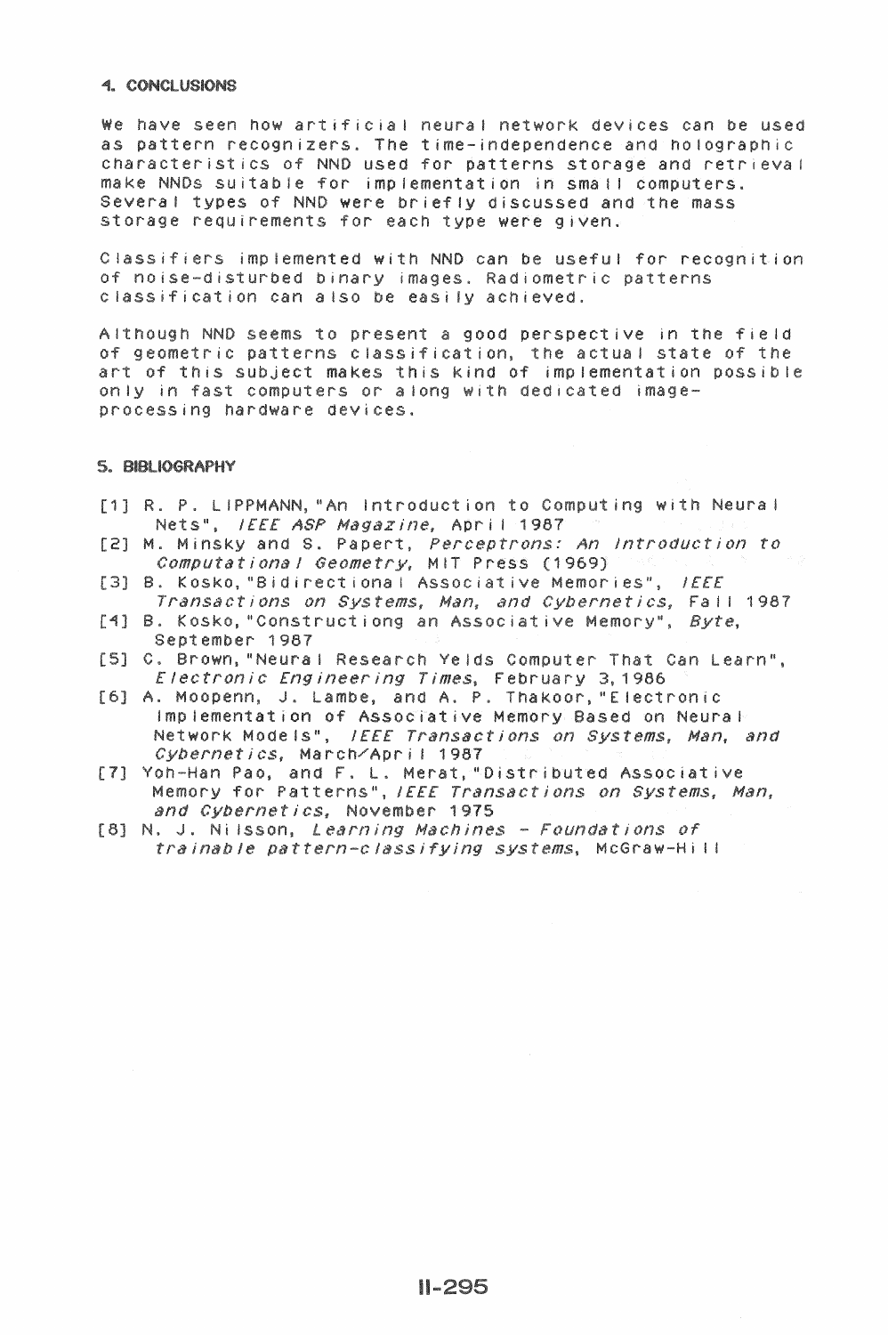## 4. CONCLUSIONS

We have seen how artificial neural network devices can be used as pattern recognizers. The time-independence and holographic characteristics of NND used for patterns storage and retrieval make NNDs suitable for implementation in small computers. Several types of NND were briefly discussed and the mass storage requirements for each type were given.

Classifiers implemented with NND can be useful for recognition of noise-disturbed binary images. Radiometric patterns classification can also be easily achieved.

Although NND seems to present a good perspective in the field of geometric patterns classification, the actual state of the art of this subject makes this kind of implementation possible only in fast computers or along with dedicated image-processing hardware devices.

## 5. BIBLIOGRAPHY

[1] R. P. LIPPMANN, "An Introduction to Computing with Neural Nets", *IEEE ASP Magazine*, April 1987

[2] M. Minsky and S. Papert, *Perceptrons: An Introduction to Computational Geometry*, MIT Press (1969)

[3] B. Kosko, "Bidirectional Associative Memories", *IEEE Transactions on Systems, Man, and Cybernetics*, Fall 1987

[4] B. Kosko, "Constructiong an Associative Memory", *Byte*, September 1987

[5] C. Brown, "Neural Research Yelds Computer That Can Learn", *Electronic Engineering Times*, February 3, 1986

[6] A. Moopenn, J. Lambe, and A. P. Thakoor, "Electronic Implementation of Associative Memory Based on Neural Network Models", *IEEE Transactions on Systems, Man, and Cybernetics*, March/April 1987

[7] Yoh-Han Pao, and F. L. Merat, "Distributed Associative Memory for Patterns", *IEEE Transactions on Systems, Man, and Cybernetics*, November 1975

[8] N. J. Nilsson, *Learning Machines - Foundations of trainable pattern-classifying systems*, McGraw-Hill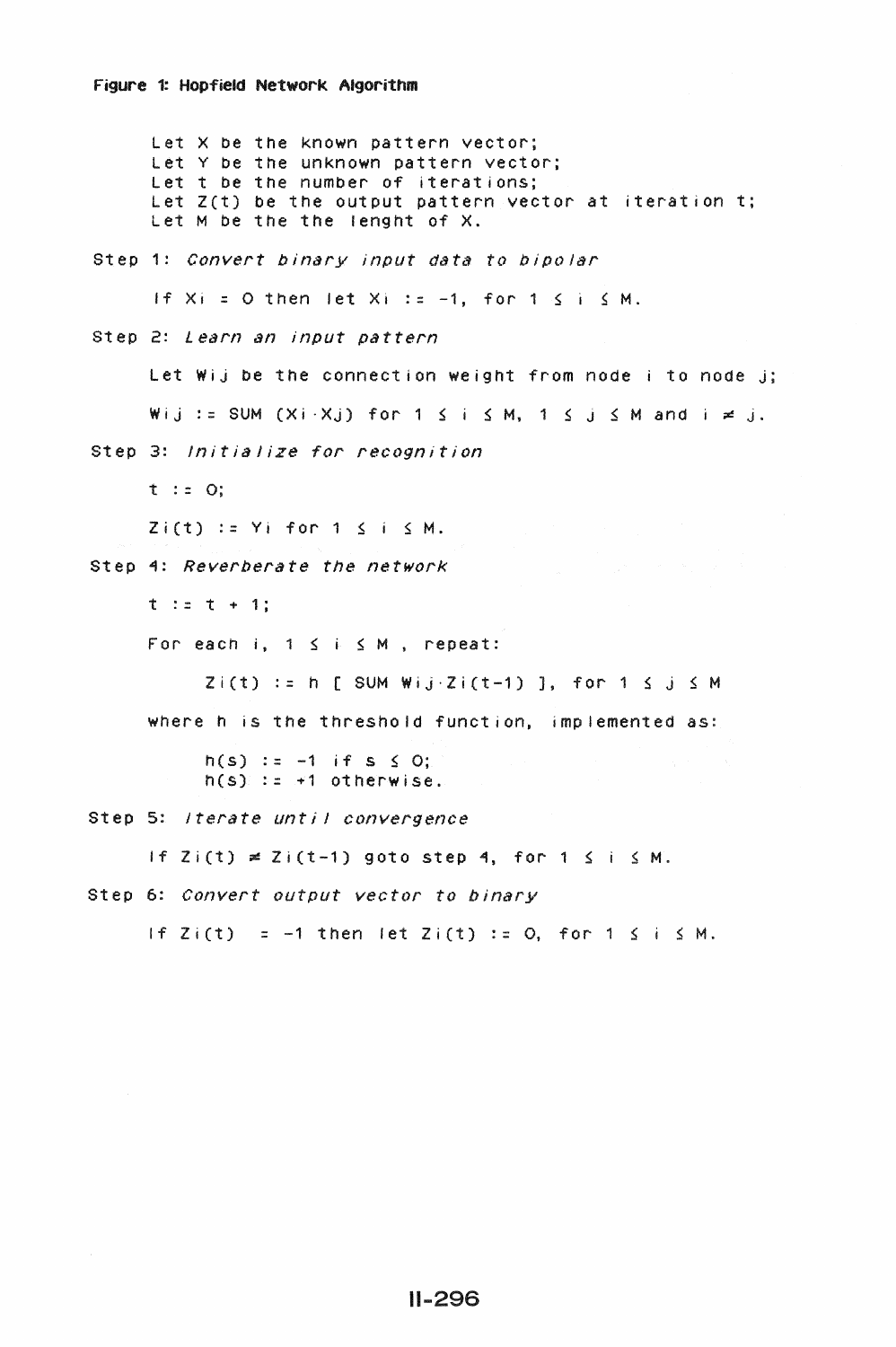**Figure 1: Hopfield Network Algorithm**

Let X be the known pattern vector;
Let Y be the unknown pattern vector;
Let t be the number of iterations;
Let Z(t) be the output pattern vector at iteration t;
Let M be the the lenght of X.

Step 1: *Convert binary input data to bipolar*

If $X_i = 0$ then let $X_i := -1$, for $1 \leq i \leq M$.

Step 2: *Learn an input pattern*

Let $W_{ij}$ be the connection weight from node i to node j;

$W_{ij} :=$ SUM $(X_i \cdot X_j)$ for $1 \leq i \leq M$, $1 \leq j \leq M$ and $i \neq j$.

Step 3: *Initialize for recognition*

$t := 0$;

$Z_i(t) := Y_i$ for $1 \leq i \leq M$.

Step 4: *Reverberate the network*

$t := t + 1$;

For each i, $1 \leq i \leq M$ , repeat:

$Z_i(t) := h$ [ SUM $W_{ij} \cdot Z_i(t-1)$ ], for $1 \leq j \leq M$

where h is the threshold function, implemented as:

$h(s) := -1$ if $s \leq 0$;
$h(s) := +1$ otherwise.

Step 5: *Iterate until convergence*

If $Z_i(t) \neq Z_i(t-1)$ goto step 4, for $1 \leq i \leq M$.

Step 6: *Convert output vector to binary*

If $Z_i(t) = -1$ then let $Z_i(t) := 0$, for $1 \leq i \leq M$.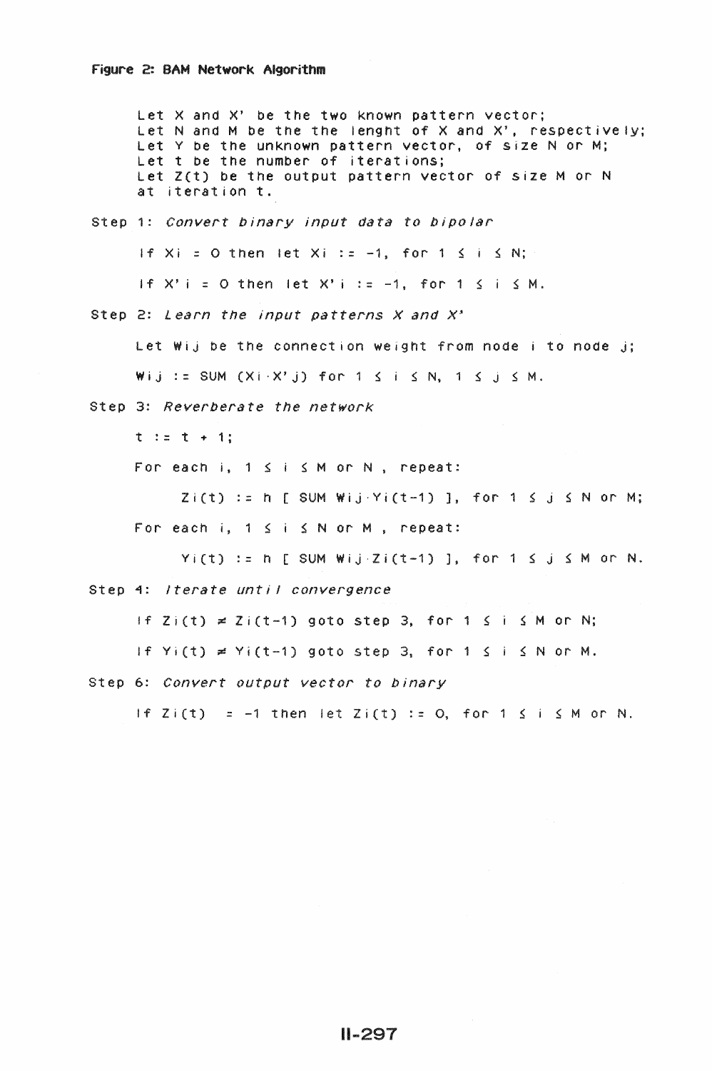**Figure 2: BAM Network Algorithm**

Let $X$ and $X'$ be the two known pattern vector;
Let $N$ and $M$ be the the lenght of $X$ and $X'$, respectively;
Let $Y$ be the unknown pattern vector, of size $N$ or $M$;
Let $t$ be the number of iterations;
Let $Z(t)$ be the output pattern vector of size $M$ or $N$ at iteration $t$.

Step 1: *Convert binary input data to bipolar*

If $X_i = 0$ then let $X_i := -1$, for $1 \leq i \leq N$;

If $X'_i = 0$ then let $X'_i := -1$, for $1 \leq i \leq M$.

Step 2: *Learn the input patterns X and X'*

Let $W_{ij}$ be the connection weight from node $i$ to node $j$;

$W_{ij} := \text{SUM} (X_i \cdot X'_j)$ for $1 \leq i \leq N$, $1 \leq j \leq M$.

Step 3: *Reverberate the network*

$t := t + 1$;

For each $i$, $1 \leq i \leq M$ or $N$, repeat:

$Z_i(t) := h [ \text{SUM } W_{ij} \cdot Y_i(t-1) ]$, for $1 \leq j \leq N$ or $M$;

For each $i$, $1 \leq i \leq N$ or $M$, repeat:

$Y_i(t) := h [ \text{SUM } W_{ij} \cdot Z_i(t-1) ]$, for $1 \leq j \leq M$ or $N$.

Step 4: *Iterate until convergence*

If $Z_i(t) \neq Z_i(t-1)$ goto step 3, for $1 \leq i \leq M$ or $N$;

If $Y_i(t) \neq Y_i(t-1)$ goto step 3, for $1 \leq i \leq N$ or $M$.

Step 6: *Convert output vector to binary*

If $Z_i(t) = -1$ then let $Z_i(t) := 0$, for $1 \leq i \leq M$ or $N$.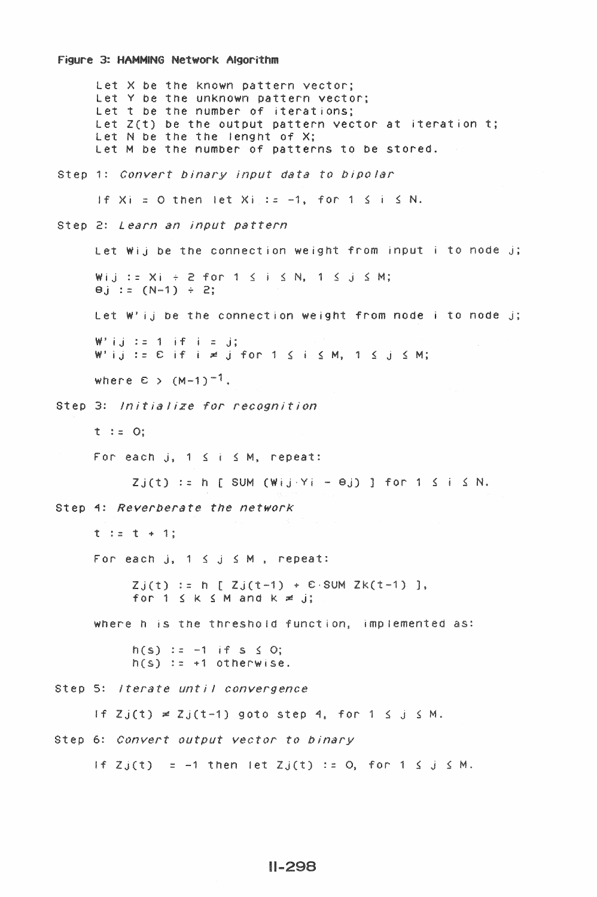**Figure 3: HAMMING Network Algorithm**

Let $X$ be the known pattern vector;
Let $Y$ be the unknown pattern vector;
Let $t$ be the number of iterations;
Let $Z(t)$ be the output pattern vector at iteration $t$;
Let $N$ be the the lenght of $X$;
Let $M$ be the number of patterns to be stored.

Step 1: *Convert binary input data to bipolar*

If $X_i = 0$ then let $X_i := -1$, for $1 \leq i \leq N$.

Step 2: *Learn an input pattern*

Let $W_{ij}$ be the connection weight from input $i$ to node $j$;

$W_{ij} := X_i \div 2$ for $1 \leq i \leq N$, $1 \leq j \leq M$;
$\theta_j := (N-1) \div 2$;

Let $W'_{ij}$ be the connection weight from node $i$ to node $j$;

$W'_{ij} := 1$ if $i = j$;
$W'_{ij} := \epsilon$ if $i \neq j$ for $1 \leq i \leq M$, $1 \leq j \leq M$;

where $\epsilon > (M-1)^{-1}$.

Step 3: *Initialize for recognition*

$t := 0$;

For each $j$, $1 \leq i \leq M$, repeat:

$Z_j(t) := h\ [\ \text{SUM}\ (W_{ij} \cdot Y_i - \theta_j)\ ]$ for $1 \leq i \leq N$.

Step 4: *Reverberate the network*

$t := t + 1$;

For each $j$, $1 \leq j \leq M$, repeat:

$Z_j(t) := h\ [\ Z_j(t-1) + \epsilon \cdot \text{SUM}\ Z_k(t-1)\ ]$,
for $1 \leq k \leq M$ and $k \neq j$;

where $h$ is the threshold function, implemented as:

$h(s) := -1$ if $s \leq 0$;
$h(s) := +1$ otherwise.

Step 5: *Iterate until convergence*

If $Z_j(t) \neq Z_j(t-1)$ goto step 4, for $1 \leq j \leq M$.

Step 6: *Convert output vector to binary*

If $Z_j(t) = -1$ then let $Z_j(t) := 0$, for $1 \leq j \leq M$.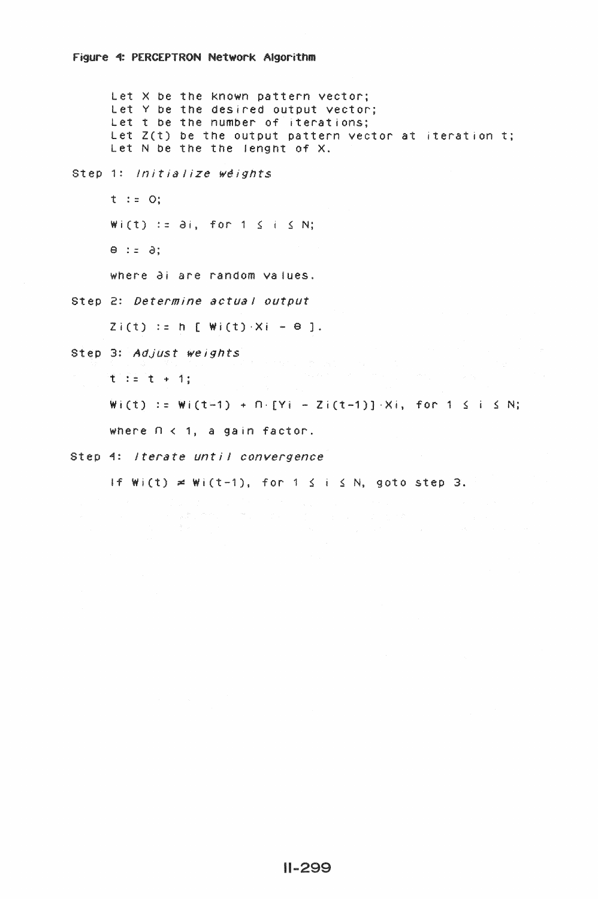**Figure 4: PERCEPTRON Network Algorithm**

Let X be the known pattern vector;
Let Y be the desired output vector;
Let t be the number of iterations;
Let Z(t) be the output pattern vector at iteration t;
Let N be the the lenght of X.

Step 1: *Initialize weights*

$t := 0;$

$W_i(t) := \partial_i$, for $1 \leq i \leq N$;

$\theta := \partial;$

where $\partial_i$ are random values.

Step 2: *Determine actual output*

$Z_i(t) := h\,[\,W_i(t) \cdot X_i - \theta\,].$

Step 3: *Adjust weights*

$t := t + 1;$

$W_i(t) := W_i(t-1) + \eta \cdot [Y_i - Z_i(t-1)] \cdot X_i$, for $1 \leq i \leq N$;

where $\eta < 1$, a gain factor.

Step 4: *Iterate until convergence*

If $W_i(t) \neq W_i(t-1)$, for $1 \leq i \leq N$, goto step 3.